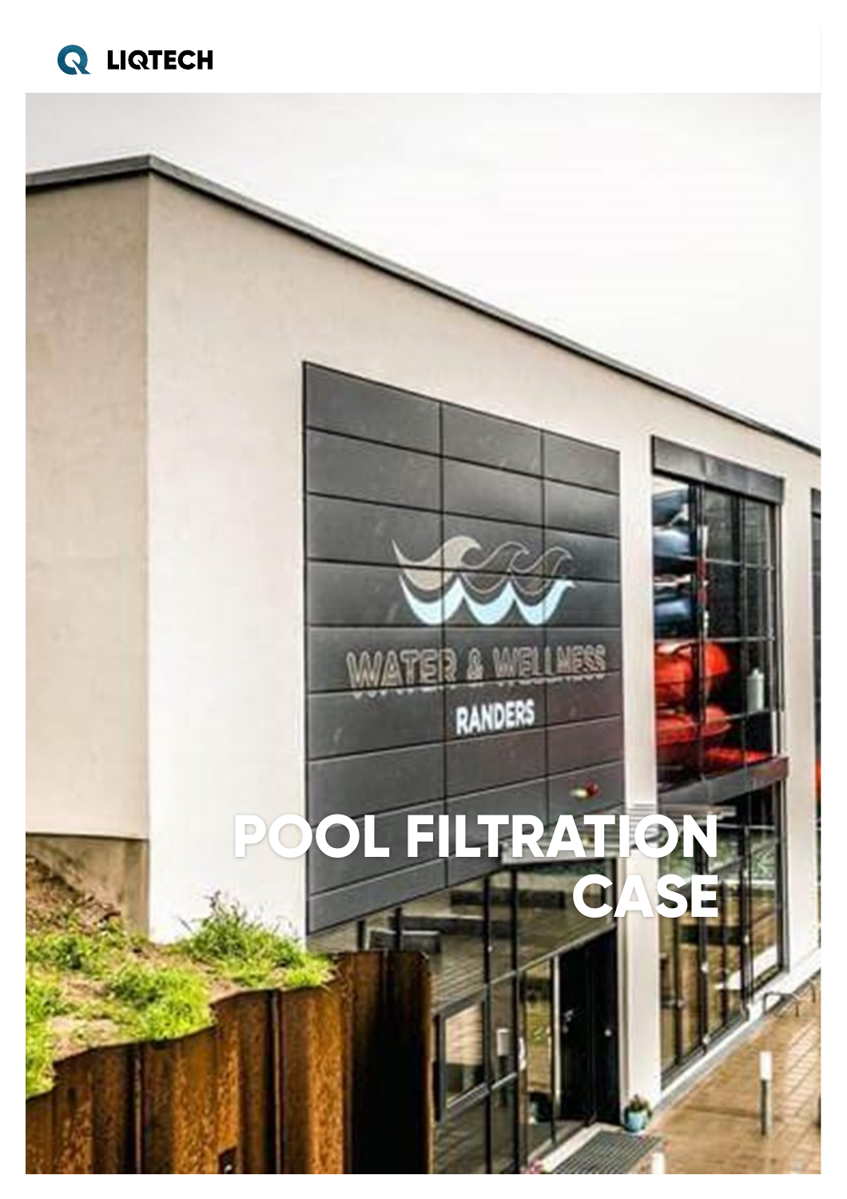LIQTECH

# POOL FILTRATION CASE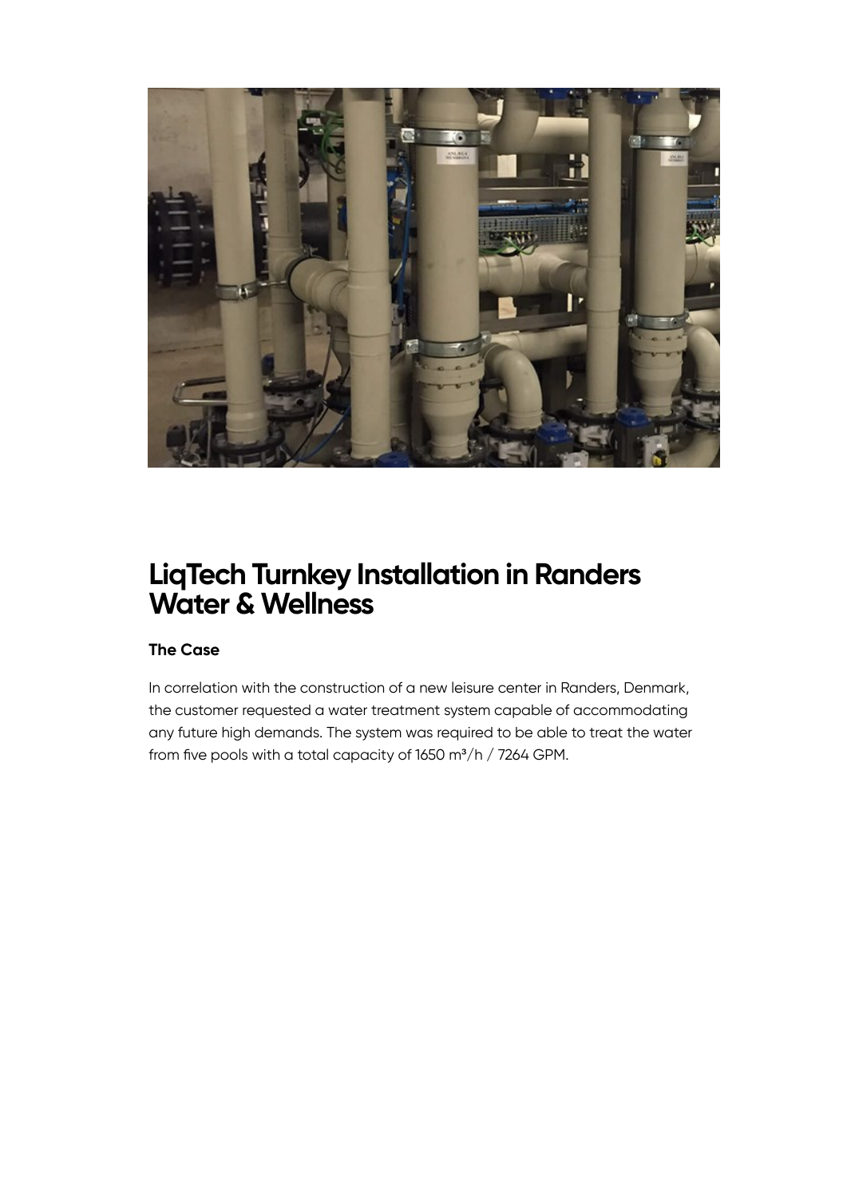# LiqTech Turnkey Installation in Randers Water & Wellness

### The Case

In correlation with the construction of a new leisure center in Randers, Denmark, the customer requested a water treatment system capable of accommodating any future high demands. The system was required to be able to treat the water from five pools with a total capacity of 1650 $m^3/h$ / 7264 GPM.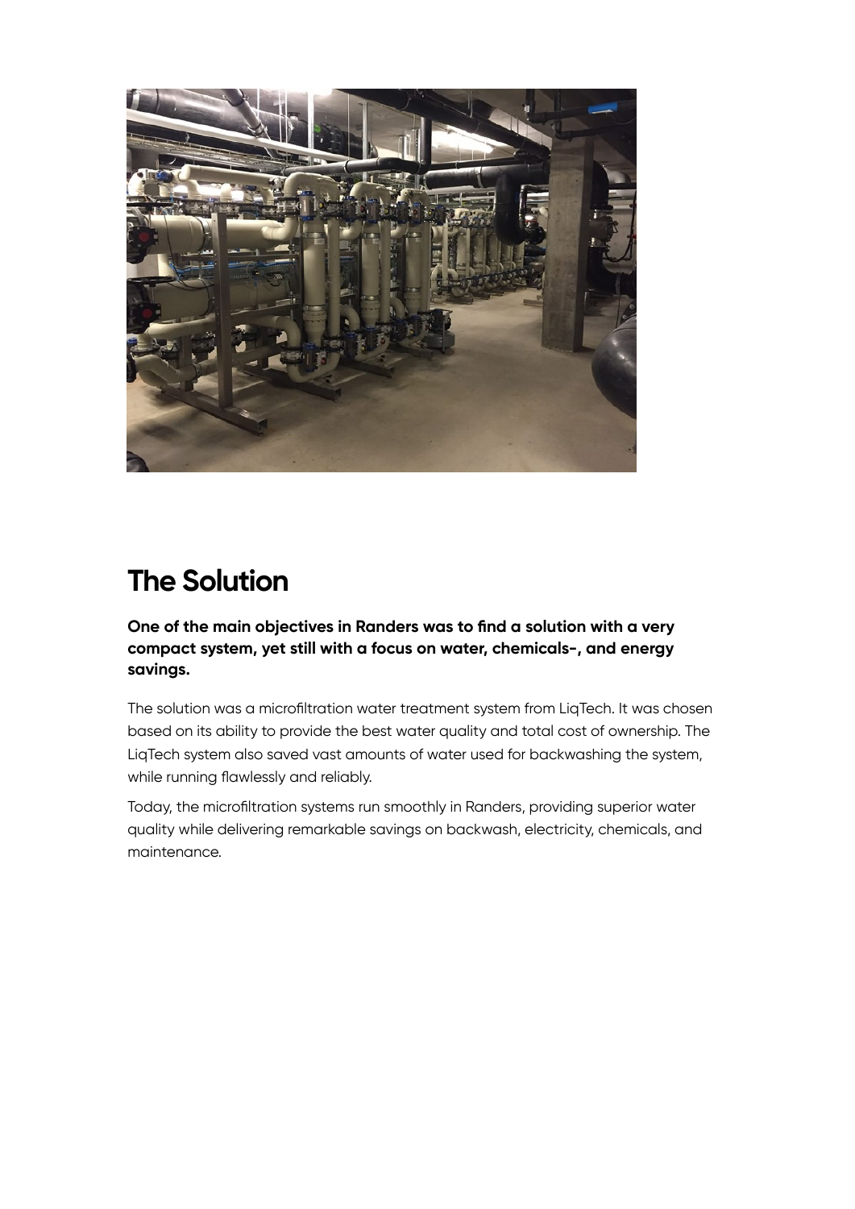## The Solution

**One of the main objectives in Randers was to find a solution with a very compact system, yet still with a focus on water, chemicals-, and energy savings.**

The solution was a microfiltration water treatment system from LiqTech. It was chosen based on its ability to provide the best water quality and total cost of ownership. The LiqTech system also saved vast amounts of water used for backwashing the system, while running flawlessly and reliably.

Today, the microfiltration systems run smoothly in Randers, providing superior water quality while delivering remarkable savings on backwash, electricity, chemicals, and maintenance.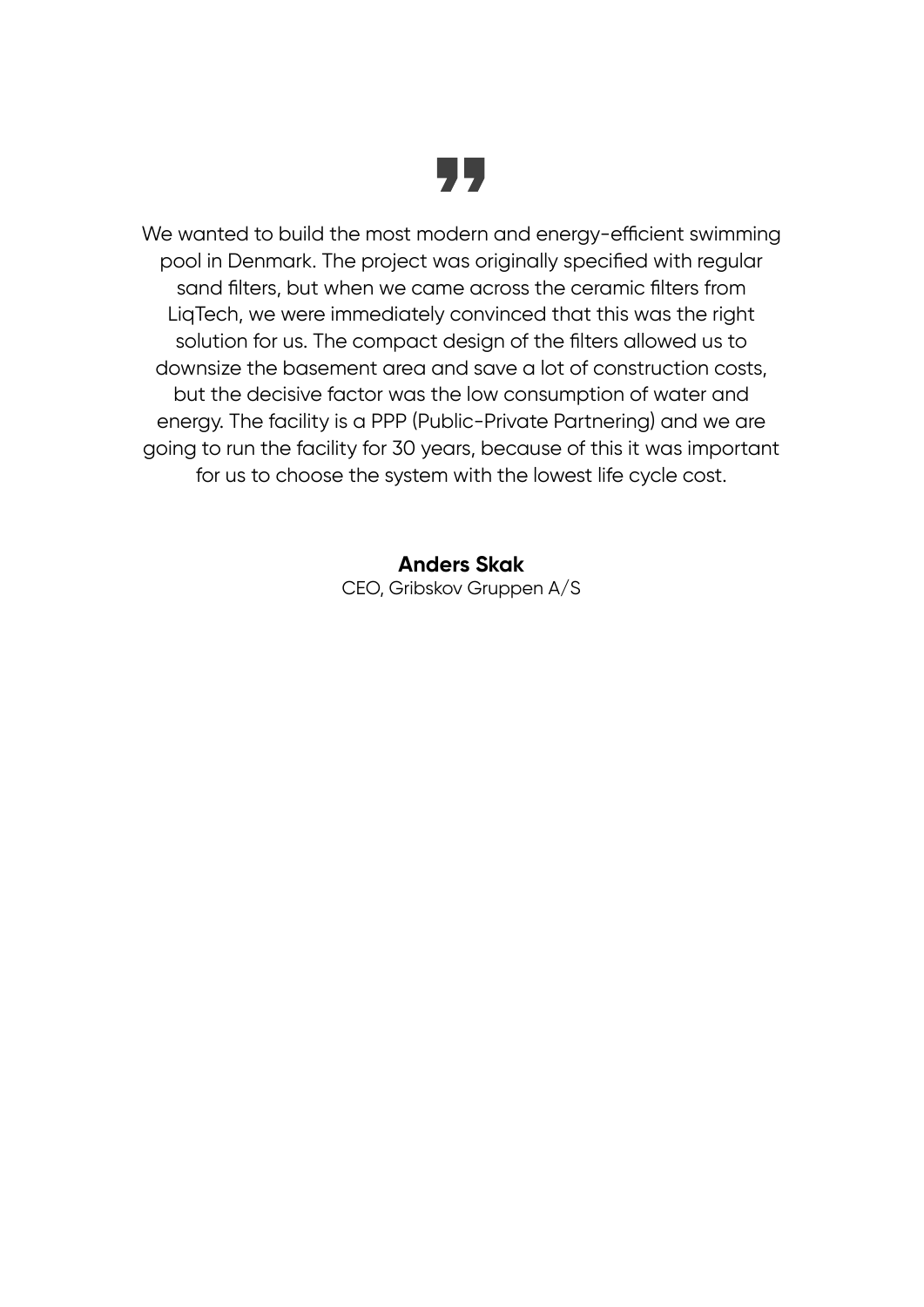”

We wanted to build the most modern and energy-efficient swimming pool in Denmark. The project was originally specified with regular sand filters, but when we came across the ceramic filters from LiqTech, we were immediately convinced that this was the right solution for us. The compact design of the filters allowed us to downsize the basement area and save a lot of construction costs, but the decisive factor was the low consumption of water and energy. The facility is a PPP (Public-Private Partnering) and we are going to run the facility for 30 years, because of this it was important for us to choose the system with the lowest life cycle cost.

**Anders Skak**
CEO, Gribskov Gruppen A/S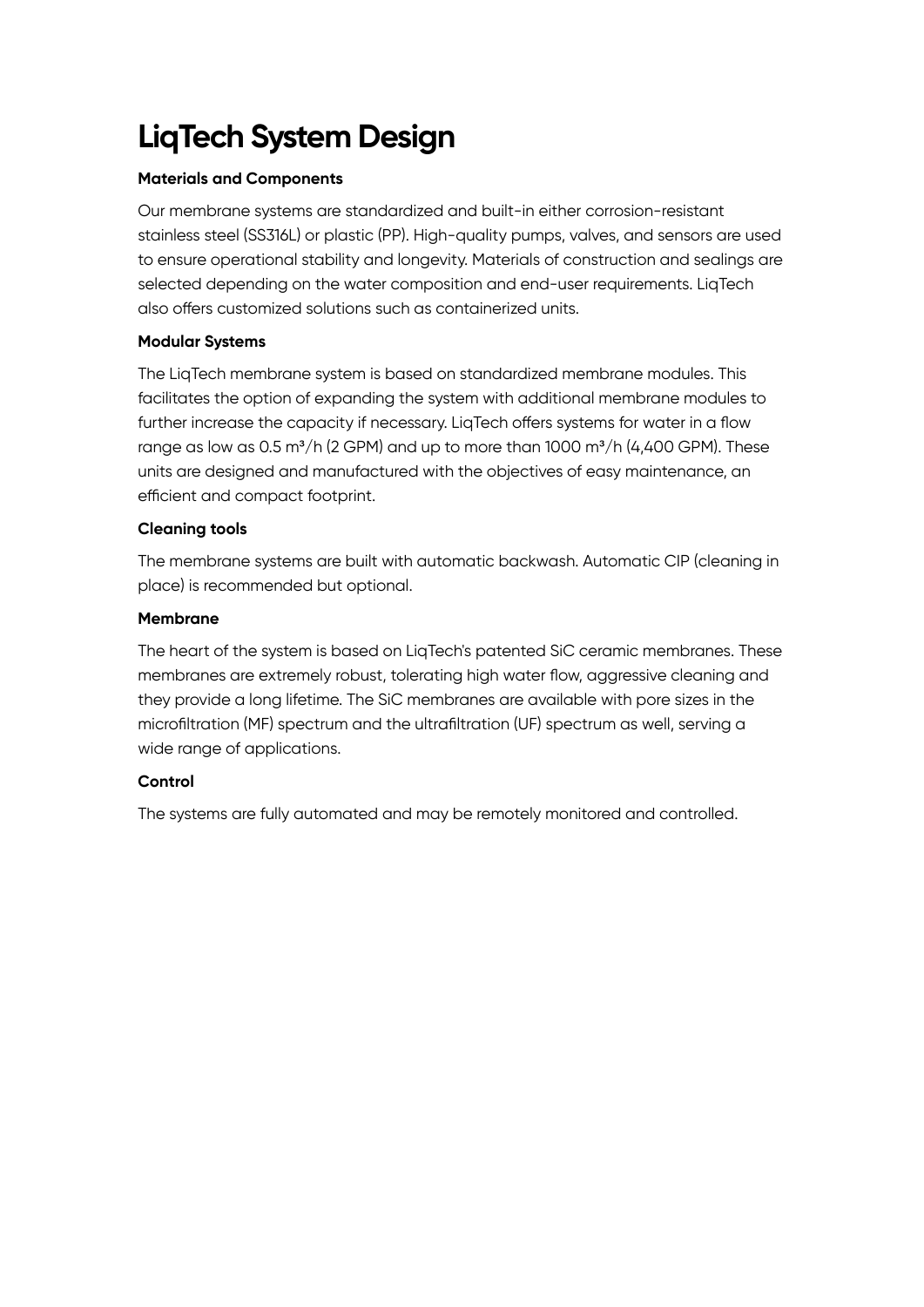# LiqTech System Design

**Materials and Components**

Our membrane systems are standardized and built-in either corrosion-resistant stainless steel (SS316L) or plastic (PP). High-quality pumps, valves, and sensors are used to ensure operational stability and longevity. Materials of construction and sealings are selected depending on the water composition and end-user requirements. LiqTech also offers customized solutions such as containerized units.

**Modular Systems**

The LiqTech membrane system is based on standardized membrane modules. This facilitates the option of expanding the system with additional membrane modules to further increase the capacity if necessary. LiqTech offers systems for water in a flow range as low as 0.5 $m^3/h$ (2 GPM) and up to more than 1000 $m^3/h$ (4,400 GPM). These units are designed and manufactured with the objectives of easy maintenance, an efficient and compact footprint.

**Cleaning tools**

The membrane systems are built with automatic backwash. Automatic CIP (cleaning in place) is recommended but optional.

**Membrane**

The heart of the system is based on LiqTech's patented SiC ceramic membranes. These membranes are extremely robust, tolerating high water flow, aggressive cleaning and they provide a long lifetime. The SiC membranes are available with pore sizes in the microfiltration (MF) spectrum and the ultrafiltration (UF) spectrum as well, serving a wide range of applications.

**Control**

The systems are fully automated and may be remotely monitored and controlled.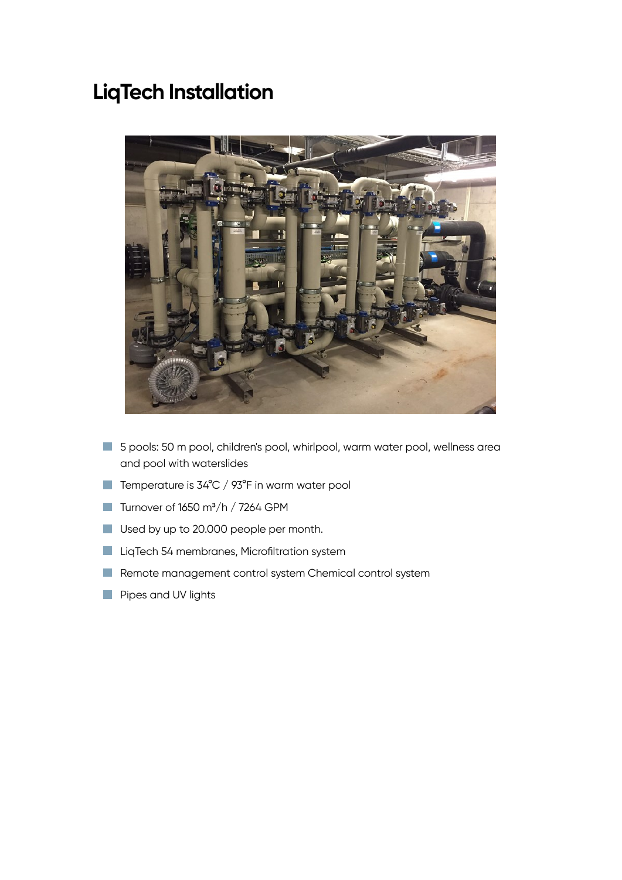# LiqTech Installation

- 5 pools: 50 m pool, children's pool, whirlpool, warm water pool, wellness area and pool with waterslides
- Temperature is 34°C / 93°F in warm water pool
- Turnover of 1650 $m^3$/h / 7264 GPM
- Used by up to 20.000 people per month.
- LiqTech 54 membranes, Microfiltration system
- Remote management control system Chemical control system
- Pipes and UV lights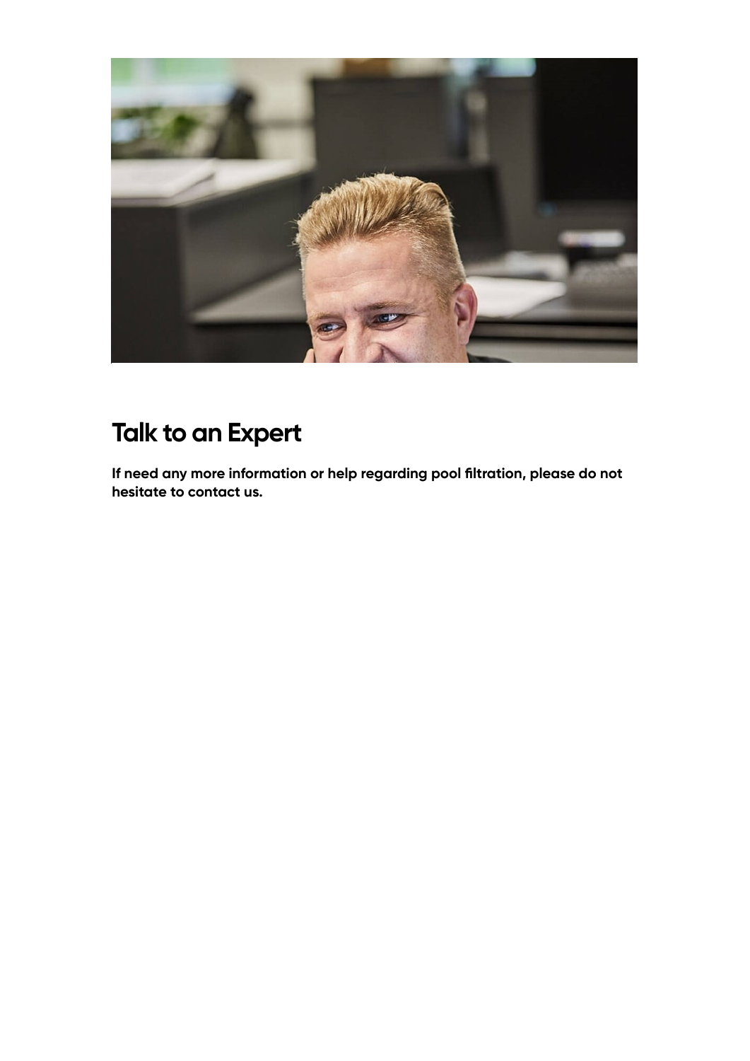## Talk to an Expert

**If need any more information or help regarding pool filtration, please do not hesitate to contact us.**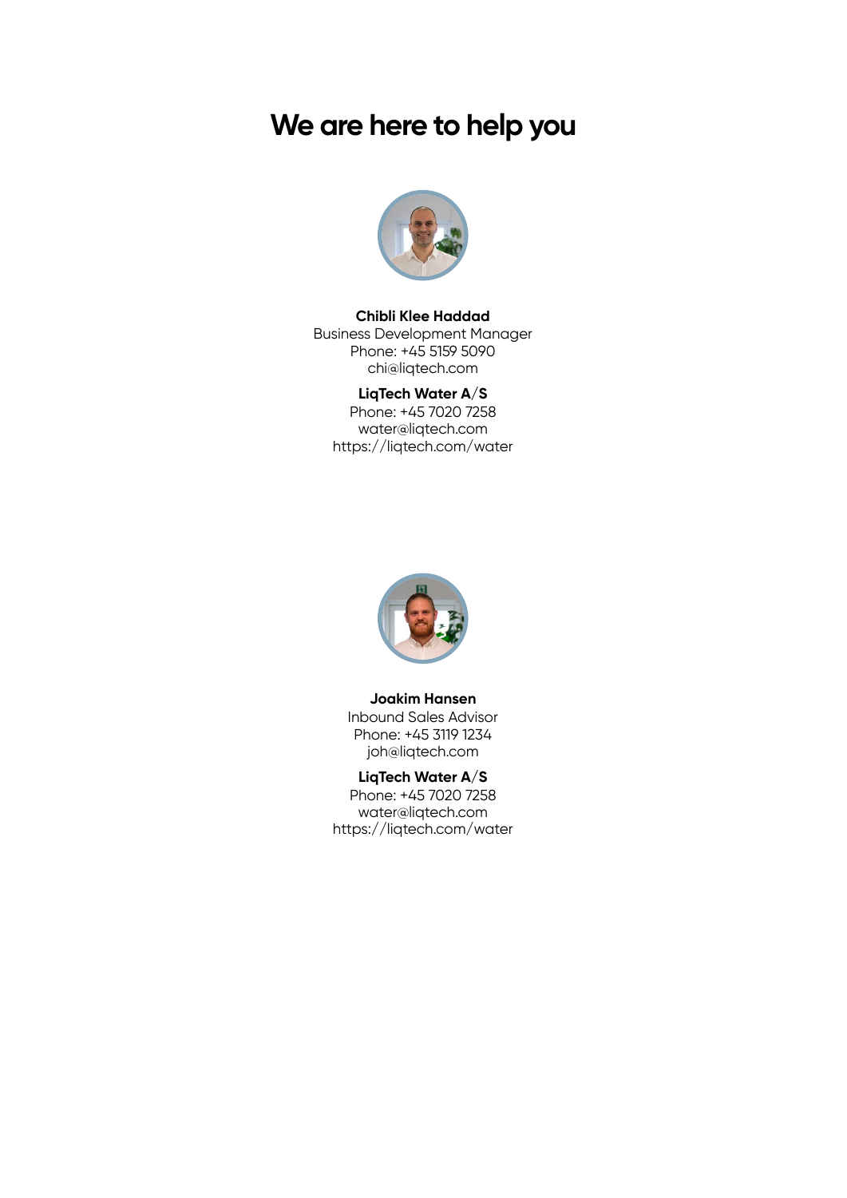# We are here to help you

**Chibli Klee Haddad**
Business Development Manager
Phone: +45 5159 5090
chi@liqtech.com

**LiqTech Water A/S**
Phone: +45 7020 7258
water@liqtech.com
https://liqtech.com/water

**Joakim Hansen**
Inbound Sales Advisor
Phone: +45 3119 1234
joh@liqtech.com

**LiqTech Water A/S**
Phone: +45 7020 7258
water@liqtech.com
https://liqtech.com/water